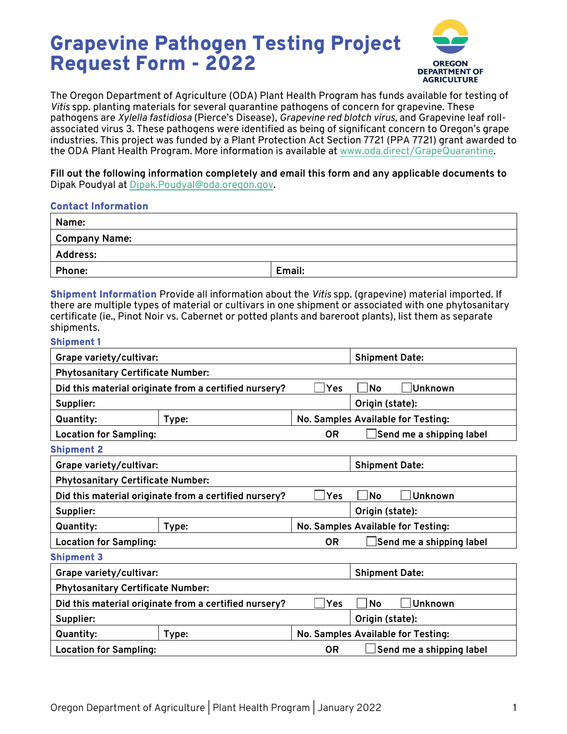# Grapevine Pathogen Testing Project Request Form - 2022

OREGON DEPARTMENT OF AGRICULTURE

The Oregon Department of Agriculture (ODA) Plant Health Program has funds available for testing of *Vitis* spp. planting materials for several quarantine pathogens of concern for grapevine. These pathogens are *Xylella fastidiosa* (Pierce's Disease), *Grapevine red blotch virus*, and Grapevine leaf roll-associated virus 3. These pathogens were identified as being of significant concern to Oregon's grape industries. This project was funded by a Plant Protection Act Section 7721 (PPA 7721) grant awarded to the ODA Plant Health Program. More information is available at www.oda.direct/GrapeQuarantine.

**Fill out the following information completely and email this form and any applicable documents to** Dipak Poudyal at Dipak.Poudyal@oda.oregon.gov.

## Contact Information

| **Name:** | |
|---|---|
| **Company Name:** | |
| **Address:** | |
| **Phone:** | **Email:** |

**Shipment Information** Provide all information about the *Vitis* spp. (grapevine) material imported. If there are multiple types of material or cultivars in one shipment or associated with one phytosanitary certificate (ie., Pinot Noir vs. Cabernet or potted plants and bareroot plants), list them as separate shipments.

### Shipment 1

| **Grape variety/cultivar:** | | | **Shipment Date:** |
|---|---|---|---|
| **Phytosanitary Certificate Number:** | | | |
| **Did this material originate from a certified nursery?** | | ☐ Yes ☐ No | ☐ Unknown |
| **Supplier:** | | | **Origin (state):** |
| **Quantity:** | **Type:** | **No. Samples Available for Testing:** | |
| **Location for Sampling:** | | **OR** | ☐ Send me a shipping label |

### Shipment 2

| **Grape variety/cultivar:** | | | **Shipment Date:** |
|---|---|---|---|
| **Phytosanitary Certificate Number:** | | | |
| **Did this material originate from a certified nursery?** | | ☐ Yes ☐ No | ☐ Unknown |
| **Supplier:** | | | **Origin (state):** |
| **Quantity:** | **Type:** | **No. Samples Available for Testing:** | |
| **Location for Sampling:** | | **OR** | ☐ Send me a shipping label |

### Shipment 3

| **Grape variety/cultivar:** | | | **Shipment Date:** |
|---|---|---|---|
| **Phytosanitary Certificate Number:** | | | |
| **Did this material originate from a certified nursery?** | | ☐ Yes ☐ No | ☐ Unknown |
| **Supplier:** | | | **Origin (state):** |
| **Quantity:** | **Type:** | **No. Samples Available for Testing:** | |
| **Location for Sampling:** | | **OR** | ☐ Send me a shipping label |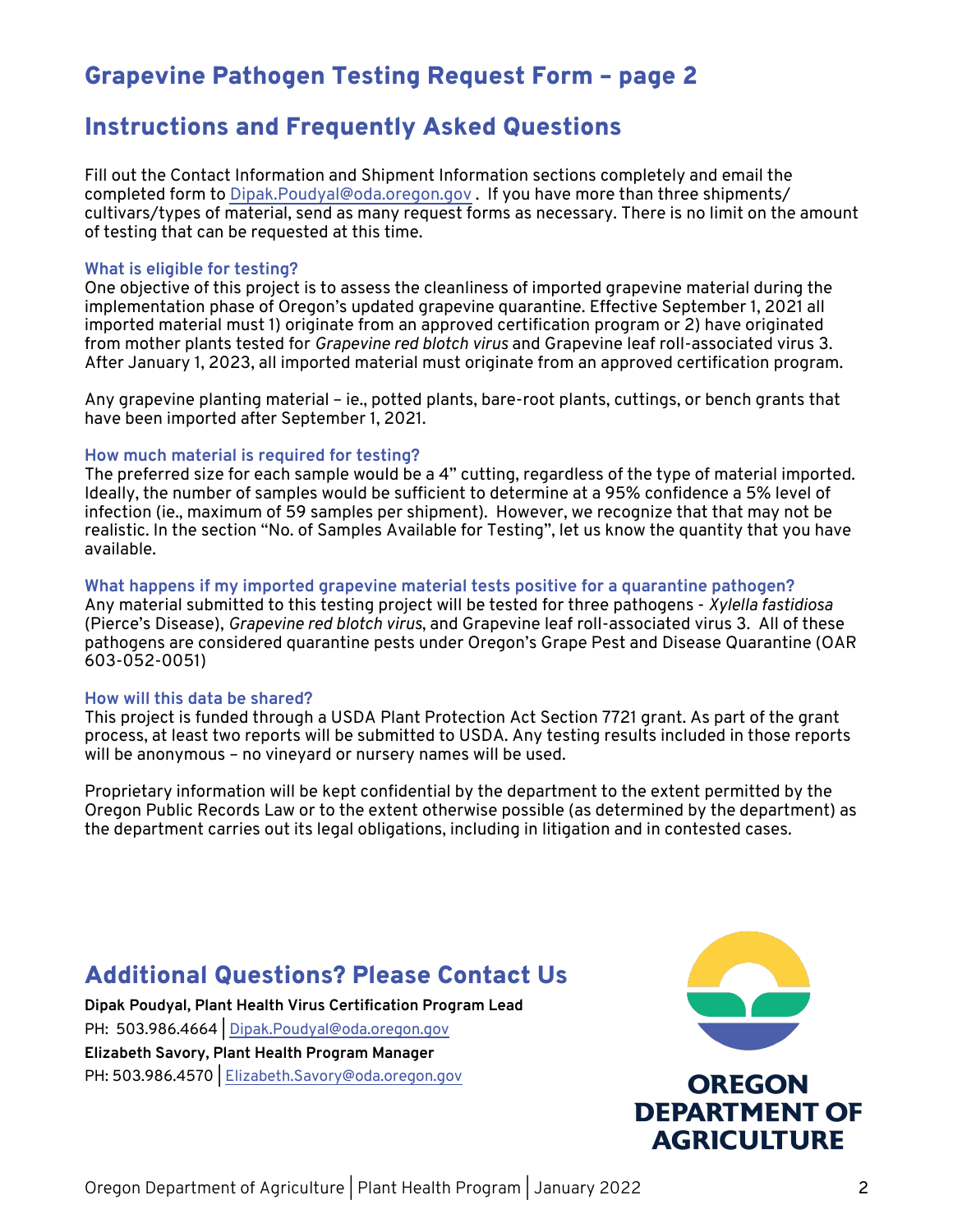# Grapevine Pathogen Testing Request Form – page 2

## Instructions and Frequently Asked Questions

Fill out the Contact Information and Shipment Information sections completely and email the completed form to Dipak.Poudyal@oda.oregon.gov . If you have more than three shipments/ cultivars/types of material, send as many request forms as necessary. There is no limit on the amount of testing that can be requested at this time.

### What is eligible for testing?

One objective of this project is to assess the cleanliness of imported grapevine material during the implementation phase of Oregon's updated grapevine quarantine. Effective September 1, 2021 all imported material must 1) originate from an approved certification program or 2) have originated from mother plants tested for *Grapevine red blotch virus* and Grapevine leaf roll-associated virus 3. After January 1, 2023, all imported material must originate from an approved certification program.

Any grapevine planting material – ie., potted plants, bare-root plants, cuttings, or bench grants that have been imported after September 1, 2021.

### How much material is required for testing?

The preferred size for each sample would be a 4" cutting, regardless of the type of material imported. Ideally, the number of samples would be sufficient to determine at a 95% confidence a 5% level of infection (ie., maximum of 59 samples per shipment). However, we recognize that that may not be realistic. In the section "No. of Samples Available for Testing", let us know the quantity that you have available.

### What happens if my imported grapevine material tests positive for a quarantine pathogen?

Any material submitted to this testing project will be tested for three pathogens - *Xylella fastidiosa* (Pierce's Disease), *Grapevine red blotch virus*, and Grapevine leaf roll-associated virus 3. All of these pathogens are considered quarantine pests under Oregon's Grape Pest and Disease Quarantine (OAR 603-052-0051)

### How will this data be shared?

This project is funded through a USDA Plant Protection Act Section 7721 grant. As part of the grant process, at least two reports will be submitted to USDA. Any testing results included in those reports will be anonymous – no vineyard or nursery names will be used.

Proprietary information will be kept confidential by the department to the extent permitted by the Oregon Public Records Law or to the extent otherwise possible (as determined by the department) as the department carries out its legal obligations, including in litigation and in contested cases.

## Additional Questions? Please Contact Us

**Dipak Poudyal, Plant Health Virus Certification Program Lead**
PH: 503.986.4664 | Dipak.Poudyal@oda.oregon.gov

**Elizabeth Savory, Plant Health Program Manager**
PH: 503.986.4570 | Elizabeth.Savory@oda.oregon.gov

OREGON DEPARTMENT OF AGRICULTURE